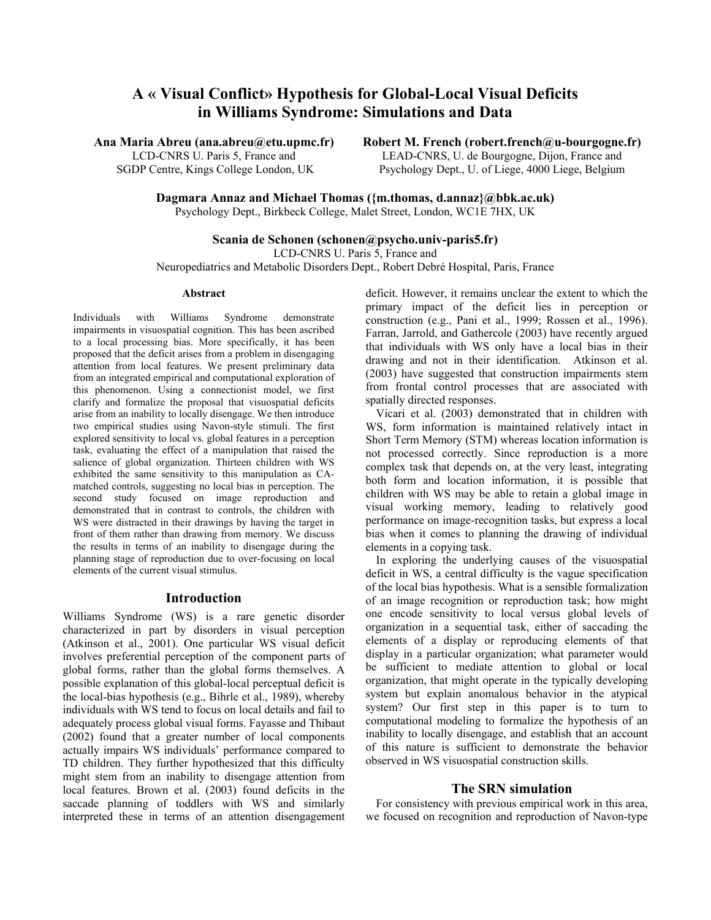# A « Visual Conflict» Hypothesis for Global-Local Visual Deficits in Williams Syndrome: Simulations and Data

**Ana Maria Abreu (ana.abreu@etu.upmc.fr)**
LCD-CNRS U. Paris 5, France and
SGDP Centre, Kings College London, UK

**Robert M. French (robert.french@u-bourgogne.fr)**
LEAD-CNRS, U. de Bourgogne, Dijon, France and
Psychology Dept., U. of Liege, 4000 Liege, Belgium

**Dagmara Annaz and Michael Thomas ({m.thomas, d.annaz}@bbk.ac.uk)**
Psychology Dept., Birkbeck College, Malet Street, London, WC1E 7HX, UK

**Scania de Schonen (schonen@psycho.univ-paris5.fr)**
LCD-CNRS U. Paris 5, France and
Neuropediatrics and Metabolic Disorders Dept., Robert Debré Hospital, Paris, France

## Abstract

Individuals with Williams Syndrome demonstrate impairments in visuospatial cognition. This has been ascribed to a local processing bias. More specifically, it has been proposed that the deficit arises from a problem in disengaging attention from local features. We present preliminary data from an integrated empirical and computational exploration of this phenomenon. Using a connectionist model, we first clarify and formalize the proposal that visuospatial deficits arise from an inability to locally disengage. We then introduce two empirical studies using Navon-style stimuli. The first explored sensitivity to local vs. global features in a perception task, evaluating the effect of a manipulation that raised the salience of global organization. Thirteen children with WS exhibited the same sensitivity to this manipulation as CA-matched controls, suggesting no local bias in perception. The second study focused on image reproduction and demonstrated that in contrast to controls, the children with WS were distracted in their drawings by having the target in front of them rather than drawing from memory. We discuss the results in terms of an inability to disengage during the planning stage of reproduction due to over-focusing on local elements of the current visual stimulus.

## Introduction

Williams Syndrome (WS) is a rare genetic disorder characterized in part by disorders in visual perception (Atkinson et al., 2001). One particular WS visual deficit involves preferential perception of the component parts of global forms, rather than the global forms themselves. A possible explanation of this global-local perceptual deficit is the local-bias hypothesis (e.g., Bihrle et al., 1989), whereby individuals with WS tend to focus on local details and fail to adequately process global visual forms. Fayasse and Thibaut (2002) found that a greater number of local components actually impairs WS individuals' performance compared to TD children. They further hypothesized that this difficulty might stem from an inability to disengage attention from local features. Brown et al. (2003) found deficits in the saccade planning of toddlers with WS and similarly interpreted these in terms of an attention disengagement deficit. However, it remains unclear the extent to which the primary impact of the deficit lies in perception or construction (e.g., Pani et al., 1999; Rossen et al., 1996). Farran, Jarrold, and Gathercole (2003) have recently argued that individuals with WS only have a local bias in their drawing and not in their identification. Atkinson et al. (2003) have suggested that construction impairments stem from frontal control processes that are associated with spatially directed responses.

Vicari et al. (2003) demonstrated that in children with WS, form information is maintained relatively intact in Short Term Memory (STM) whereas location information is not processed correctly. Since reproduction is a more complex task that depends on, at the very least, integrating both form and location information, it is possible that children with WS may be able to retain a global image in visual working memory, leading to relatively good performance on image-recognition tasks, but express a local bias when it comes to planning the drawing of individual elements in a copying task.

In exploring the underlying causes of the visuospatial deficit in WS, a central difficulty is the vague specification of the local bias hypothesis. What is a sensible formalization of an image recognition or reproduction task; how might one encode sensitivity to local versus global levels of organization in a sequential task, either of saccading the elements of a display or reproducing elements of that display in a particular organization; what parameter would be sufficient to mediate attention to global or local organization, that might operate in the typically developing system but explain anomalous behavior in the atypical system? Our first step in this paper is to turn to computational modeling to formalize the hypothesis of an inability to locally disengage, and establish that an account of this nature is sufficient to demonstrate the behavior observed in WS visuospatial construction skills.

## The SRN simulation

For consistency with previous empirical work in this area, we focused on recognition and reproduction of Navon-type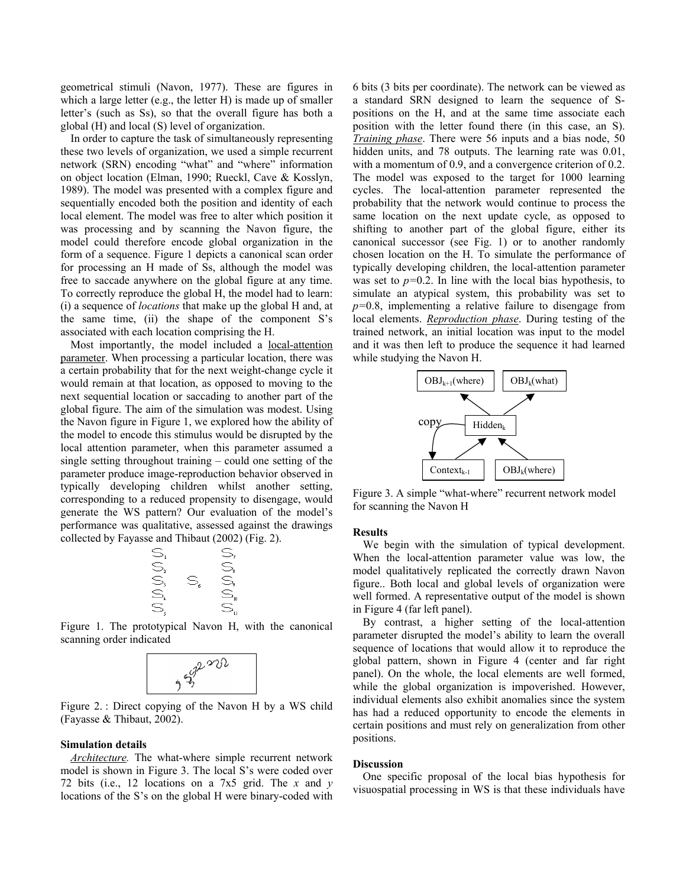geometrical stimuli (Navon, 1977). These are figures in which a large letter (e.g., the letter H) is made up of smaller letter's (such as Ss), so that the overall figure has both a global (H) and local (S) level of organization.

In order to capture the task of simultaneously representing these two levels of organization, we used a simple recurrent network (SRN) encoding "what" and "where" information on object location (Elman, 1990; Rueckl, Cave & Kosslyn, 1989). The model was presented with a complex figure and sequentially encoded both the position and identity of each local element. The model was free to alter which position it was processing and by scanning the Navon figure, the model could therefore encode global organization in the form of a sequence. Figure 1 depicts a canonical scan order for processing an H made of Ss, although the model was free to saccade anywhere on the global figure at any time. To correctly reproduce the global H, the model had to learn: (i) a sequence of *locations* that make up the global H and, at the same time, (ii) the shape of the component S's associated with each location comprising the H.

Most importantly, the model included a local-attention parameter. When processing a particular location, there was a certain probability that for the next weight-change cycle it would remain at that location, as opposed to moving to the next sequential location or saccading to another part of the global figure. The aim of the simulation was modest. Using the Navon figure in Figure 1, we explored how the ability of the model to encode this stimulus would be disrupted by the local attention parameter, when this parameter assumed a single setting throughout training – could one setting of the parameter produce image-reproduction behavior observed in typically developing children whilst another setting, corresponding to a reduced propensity to disengage, would generate the WS pattern? Our evaluation of the model's performance was qualitative, assessed against the drawings collected by Fayasse and Thibaut (2002) (Fig. 2).

Figure 1. The prototypical Navon H, with the canonical scanning order indicated

Figure 2. : Direct copying of the Navon H by a WS child (Fayasse & Thibaut, 2002).

**Simulation details**

*Architecture.* The what-where simple recurrent network model is shown in Figure 3. The local S's were coded over 72 bits (i.e., 12 locations on a 7x5 grid. The *x* and *y* locations of the S's on the global H were binary-coded with 6 bits (3 bits per coordinate). The network can be viewed as a standard SRN designed to learn the sequence of S-positions on the H, and at the same time associate each position with the letter found there (in this case, an S). *Training phase*. There were 56 inputs and a bias node, 50 hidden units, and 78 outputs. The learning rate was 0.01, with a momentum of 0.9, and a convergence criterion of 0.2. The model was exposed to the target for 1000 learning cycles. The local-attention parameter represented the probability that the network would continue to process the same location on the next update cycle, as opposed to shifting to another part of the global figure, either its canonical successor (see Fig. 1) or to another randomly chosen location on the H. To simulate the performance of typically developing children, the local-attention parameter was set to $p=0.2$. In line with the local bias hypothesis, to simulate an atypical system, this probability was set to $p=0.8$, implementing a relative failure to disengage from local elements. *Reproduction phase*. During testing of the trained network, an initial location was input to the model and it was then left to produce the sequence it had learned while studying the Navon H.

Figure 3. A simple "what-where" recurrent network model for scanning the Navon H

**Results**

We begin with the simulation of typical development. When the local-attention parameter value was low, the model qualitatively replicated the correctly drawn Navon figure.. Both local and global levels of organization were well formed. A representative output of the model is shown in Figure 4 (far left panel).

By contrast, a higher setting of the local-attention parameter disrupted the model's ability to learn the overall sequence of locations that would allow it to reproduce the global pattern, shown in Figure 4 (center and far right panel). On the whole, the local elements are well formed, while the global organization is impoverished. However, individual elements also exhibit anomalies since the system has had a reduced opportunity to encode the elements in certain positions and must rely on generalization from other positions.

**Discussion**

One specific proposal of the local bias hypothesis for visuospatial processing in WS is that these individuals have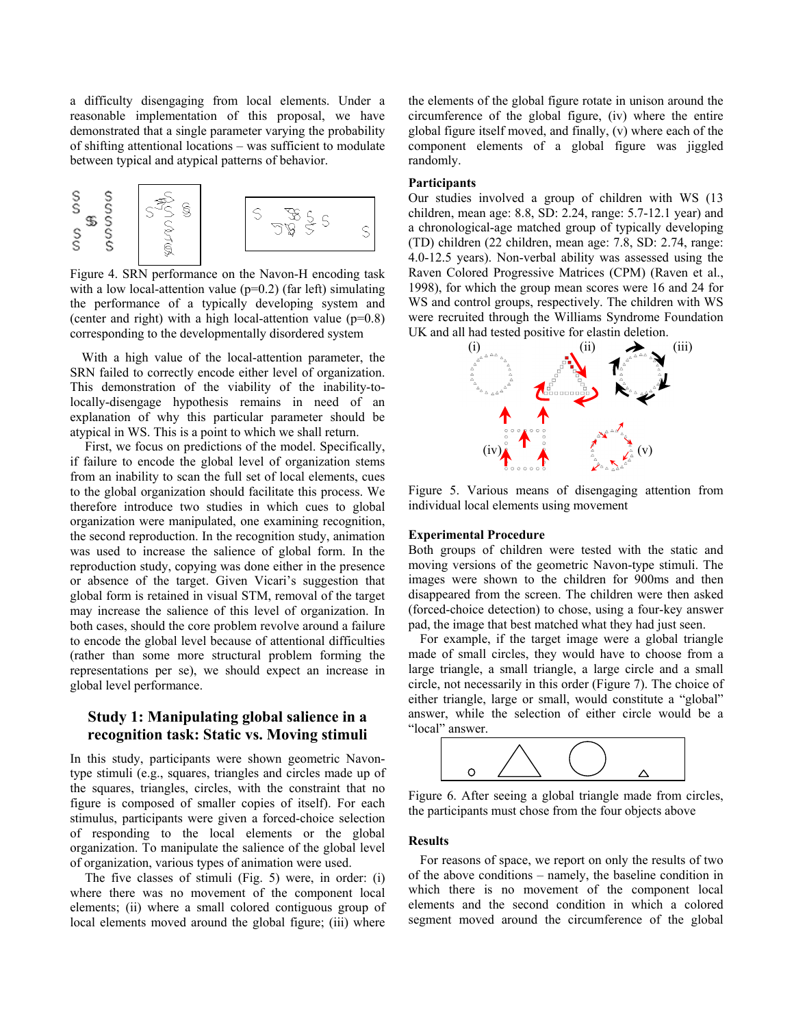a difficulty disengaging from local elements. Under a reasonable implementation of this proposal, we have demonstrated that a single parameter varying the probability of shifting attentional locations – was sufficient to modulate between typical and atypical patterns of behavior.

Figure 4. SRN performance on the Navon-H encoding task with a low local-attention value (p=0.2) (far left) simulating the performance of a typically developing system and (center and right) with a high local-attention value (p=0.8) corresponding to the developmentally disordered system

With a high value of the local-attention parameter, the SRN failed to correctly encode either level of organization. This demonstration of the viability of the inability-to-locally-disengage hypothesis remains in need of an explanation of why this particular parameter should be atypical in WS. This is a point to which we shall return.

First, we focus on predictions of the model. Specifically, if failure to encode the global level of organization stems from an inability to scan the full set of local elements, cues to the global organization should facilitate this process. We therefore introduce two studies in which cues to global organization were manipulated, one examining recognition, the second reproduction. In the recognition study, animation was used to increase the salience of global form. In the reproduction study, copying was done either in the presence or absence of the target. Given Vicari's suggestion that global form is retained in visual STM, removal of the target may increase the salience of this level of organization. In both cases, should the core problem revolve around a failure to encode the global level because of attentional difficulties (rather than some more structural problem forming the representations per se), we should expect an increase in global level performance.

## Study 1: Manipulating global salience in a recognition task: Static vs. Moving stimuli

In this study, participants were shown geometric Navon-type stimuli (e.g., squares, triangles and circles made up of the squares, triangles, circles, with the constraint that no figure is composed of smaller copies of itself). For each stimulus, participants were given a forced-choice selection of responding to the local elements or the global organization. To manipulate the salience of the global level of organization, various types of animation were used.

The five classes of stimuli (Fig. 5) were, in order: (i) where there was no movement of the component local elements; (ii) where a small colored contiguous group of local elements moved around the global figure; (iii) where the elements of the global figure rotate in unison around the circumference of the global figure, (iv) where the entire global figure itself moved, and finally, (v) where each of the component elements of a global figure was jiggled randomly.

### Participants

Our studies involved a group of children with WS (13 children, mean age: 8.8, SD: 2.24, range: 5.7-12.1 year) and a chronological-age matched group of typically developing (TD) children (22 children, mean age: 7.8, SD: 2.74, range: 4.0-12.5 years). Non-verbal ability was assessed using the Raven Colored Progressive Matrices (CPM) (Raven et al., 1998), for which the group mean scores were 16 and 24 for WS and control groups, respectively. The children with WS were recruited through the Williams Syndrome Foundation UK and all had tested positive for elastin deletion.

Figure 5. Various means of disengaging attention from individual local elements using movement

### Experimental Procedure

Both groups of children were tested with the static and moving versions of the geometric Navon-type stimuli. The images were shown to the children for 900ms and then disappeared from the screen. The children were then asked (forced-choice detection) to chose, using a four-key answer pad, the image that best matched what they had just seen.

For example, if the target image were a global triangle made of small circles, they would have to choose from a large triangle, a small triangle, a large circle and a small circle, not necessarily in this order (Figure 7). The choice of either triangle, large or small, would constitute a "global" answer, while the selection of either circle would be a "local" answer.

Figure 6. After seeing a global triangle made from circles, the participants must chose from the four objects above

### Results

For reasons of space, we report on only the results of two of the above conditions – namely, the baseline condition in which there is no movement of the component local elements and the second condition in which a colored segment moved around the circumference of the global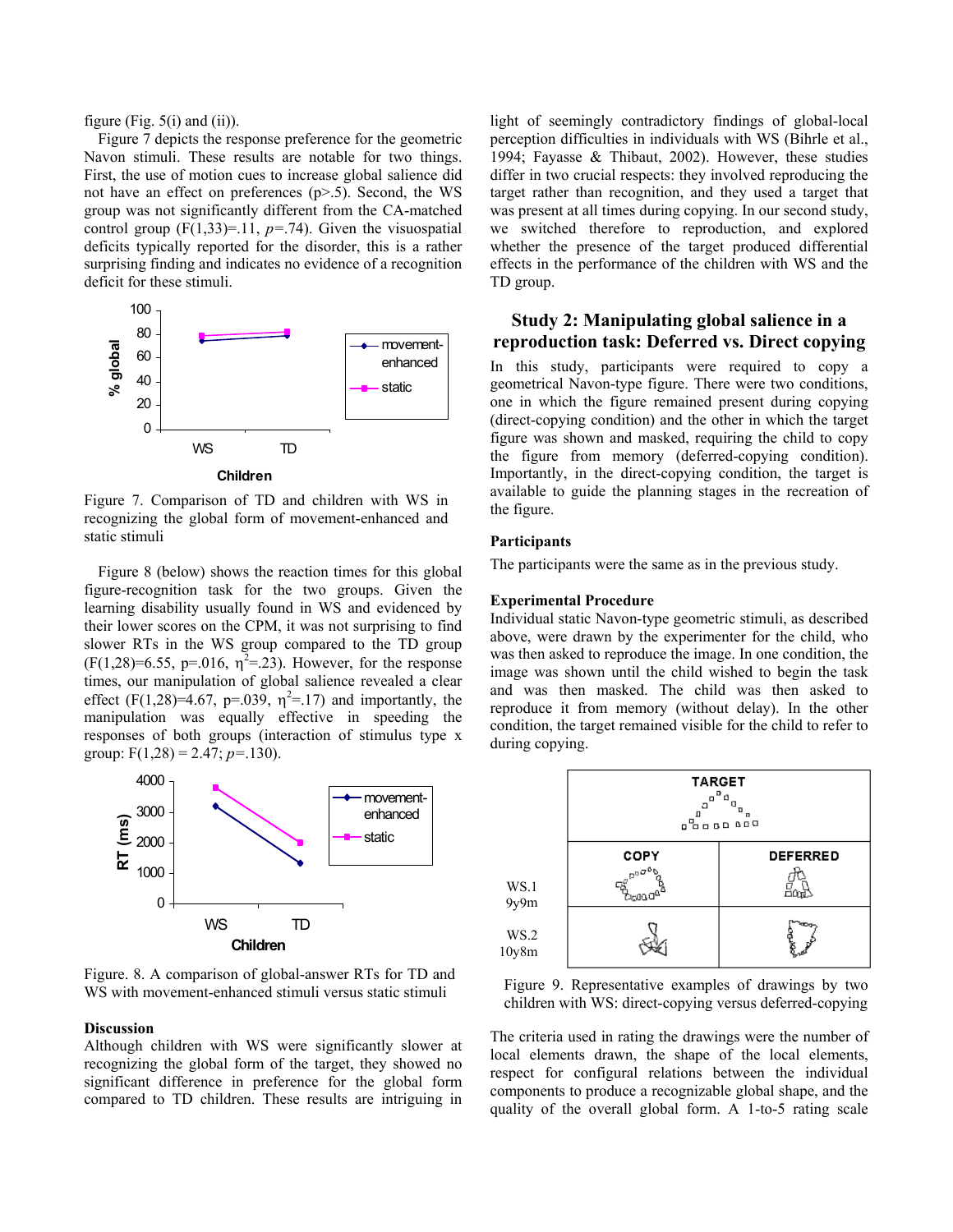figure (Fig. 5(i) and (ii)).

Figure 7 depicts the response preference for the geometric Navon stimuli. These results are notable for two things. First, the use of motion cues to increase global salience did not have an effect on preferences (p>.5). Second, the WS group was not significantly different from the CA-matched control group ($F(1,33)=.11$, $p=.74$). Given the visuospatial deficits typically reported for the disorder, this is a rather surprising finding and indicates no evidence of a recognition deficit for these stimuli.

Figure 7. Comparison of TD and children with WS in recognizing the global form of movement-enhanced and static stimuli

Figure 8 (below) shows the reaction times for this global figure-recognition task for the two groups. Given the learning disability usually found in WS and evidenced by their lower scores on the CPM, it was not surprising to find slower RTs in the WS group compared to the TD group ($F(1,28)=6.55$, $p=.016$, $\eta^2=.23$). However, for the response times, our manipulation of global salience revealed a clear effect ($F(1,28)=4.67$, $p=.039$, $\eta^2=.17$) and importantly, the manipulation was equally effective in speeding the responses of both groups (interaction of stimulus type x group: $F(1,28) = 2.47$; $p=.130$).

Figure. 8. A comparison of global-answer RTs for TD and WS with movement-enhanced stimuli versus static stimuli

### Discussion

Although children with WS were significantly slower at recognizing the global form of the target, they showed no significant difference in preference for the global form compared to TD children. These results are intriguing in light of seemingly contradictory findings of global-local perception difficulties in individuals with WS (Bihrle et al., 1994; Fayasse & Thibaut, 2002). However, these studies differ in two crucial respects: they involved reproducing the target rather than recognition, and they used a target that was present at all times during copying. In our second study, we switched therefore to reproduction, and explored whether the presence of the target produced differential effects in the performance of the children with WS and the TD group.

## Study 2: Manipulating global salience in a reproduction task: Deferred vs. Direct copying

In this study, participants were required to copy a geometrical Navon-type figure. There were two conditions, one in which the figure remained present during copying (direct-copying condition) and the other in which the target figure was shown and masked, requiring the child to copy the figure from memory (deferred-copying condition). Importantly, in the direct-copying condition, the target is available to guide the planning stages in the recreation of the figure.

### Participants

The participants were the same as in the previous study.

### Experimental Procedure

Individual static Navon-type geometric stimuli, as described above, were drawn by the experimenter for the child, who was then asked to reproduce the image. In one condition, the image was shown until the child wished to begin the task and was then masked. The child was then asked to reproduce it from memory (without delay). In the other condition, the target remained visible for the child to refer to during copying.

Figure 9. Representative examples of drawings by two children with WS: direct-copying versus deferred-copying

The criteria used in rating the drawings were the number of local elements drawn, the shape of the local elements, respect for configural relations between the individual components to produce a recognizable global shape, and the quality of the overall global form. A 1-to-5 rating scale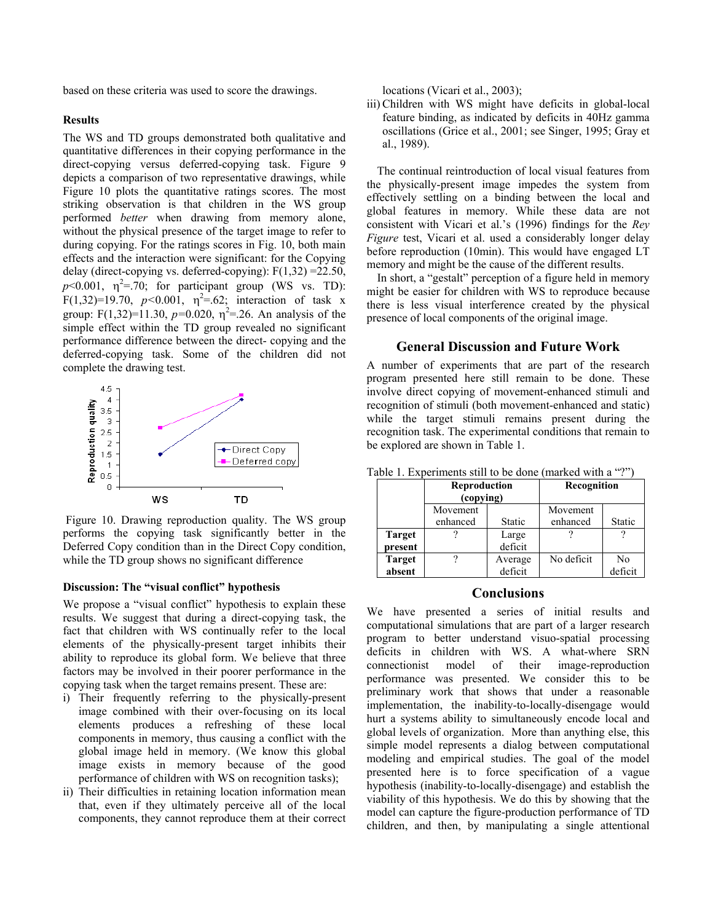based on these criteria was used to score the drawings.

### Results

The WS and TD groups demonstrated both qualitative and quantitative differences in their copying performance in the direct-copying versus deferred-copying task. Figure 9 depicts a comparison of two representative drawings, while Figure 10 plots the quantitative ratings scores. The most striking observation is that children in the WS group performed *better* when drawing from memory alone, without the physical presence of the target image to refer to during copying. For the ratings scores in Fig. 10, both main effects and the interaction were significant: for the Copying delay (direct-copying vs. deferred-copying): $F(1,32) = 22.50$, $p<0.001$, $\eta^2=.70$; for participant group (WS vs. TD): $F(1,32)=19.70$, $p<0.001$, $\eta^2=.62$; interaction of task x group: $F(1,32)=11.30$, $p=0.020$, $\eta^2=.26$. An analysis of the simple effect within the TD group revealed no significant performance difference between the direct- copying and the deferred-copying task. Some of the children did not complete the drawing test.

Figure 10. Drawing reproduction quality. The WS group performs the copying task significantly better in the Deferred Copy condition than in the Direct Copy condition, while the TD group shows no significant difference

### Discussion: The "visual conflict" hypothesis

We propose a "visual conflict" hypothesis to explain these results. We suggest that during a direct-copying task, the fact that children with WS continually refer to the local elements of the physically-present target inhibits their ability to reproduce its global form. We believe that three factors may be involved in their poorer performance in the copying task when the target remains present. These are:

i) Their frequently referring to the physically-present image combined with their over-focusing on its local elements produces a refreshing of these local components in memory, thus causing a conflict with the global image held in memory. (We know this global image exists in memory because of the good performance of children with WS on recognition tasks);
ii) Their difficulties in retaining location information mean that, even if they ultimately perceive all of the local components, they cannot reproduce them at their correct locations (Vicari et al., 2003);
iii) Children with WS might have deficits in global-local feature binding, as indicated by deficits in 40Hz gamma oscillations (Grice et al., 2001; see Singer, 1995; Gray et al., 1989).

The continual reintroduction of local visual features from the physically-present image impedes the system from effectively settling on a binding between the local and global features in memory. While these data are not consistent with Vicari et al.'s (1996) findings for the *Rey Figure* test, Vicari et al. used a considerably longer delay before reproduction (10min). This would have engaged LT memory and might be the cause of the different results.

In short, a "gestalt" perception of a figure held in memory might be easier for children with WS to reproduce because there is less visual interference created by the physical presence of local components of the original image.

## General Discussion and Future Work

A number of experiments that are part of the research program presented here still remain to be done. These involve direct copying of movement-enhanced stimuli and recognition of stimuli (both movement-enhanced and static) while the target stimuli remains present during the recognition task. The experimental conditions that remain to be explored are shown in Table 1.

Table 1. Experiments still to be done (marked with a "?")

| | Reproduction (copying) | | Recognition | |
|---|---|---|---|---|
| | Movement enhanced | Static | Movement enhanced | Static |
| **Target present** | ? | Large deficit | ? | ? |
| **Target absent** | ? | Average deficit | No deficit | No deficit |

## Conclusions

We have presented a series of initial results and computational simulations that are part of a larger research program to better understand visuo-spatial processing deficits in children with WS. A what-where SRN connectionist model of their image-reproduction performance was presented. We consider this to be preliminary work that shows that under a reasonable implementation, the inability-to-locally-disengage would hurt a systems ability to simultaneously encode local and global levels of organization. More than anything else, this simple model represents a dialog between computational modeling and empirical studies. The goal of the model presented here is to force specification of a vague hypothesis (inability-to-locally-disengage) and establish the viability of this hypothesis. We do this by showing that the model can capture the figure-production performance of TD children, and then, by manipulating a single attentional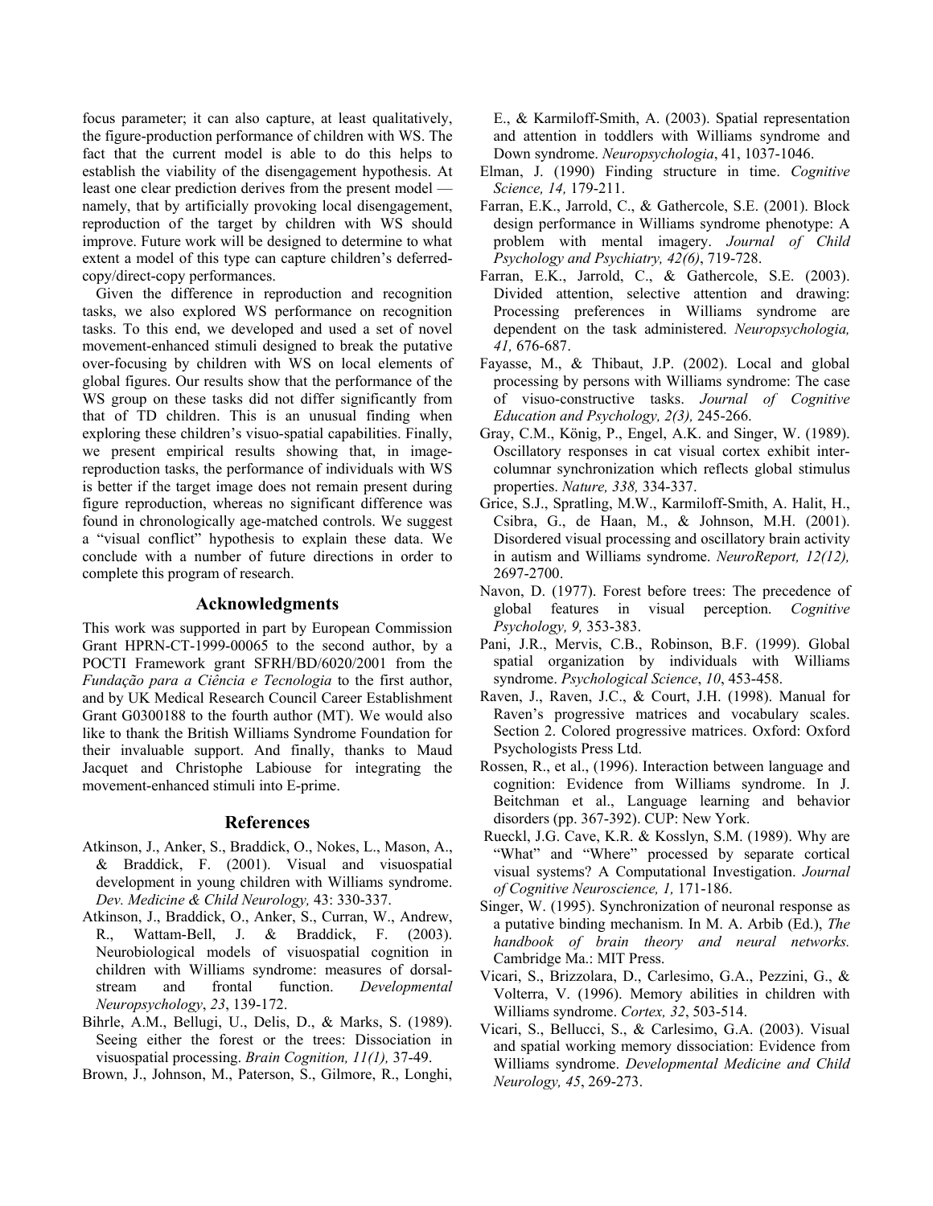focus parameter; it can also capture, at least qualitatively, the figure-production performance of children with WS. The fact that the current model is able to do this helps to establish the viability of the disengagement hypothesis. At least one clear prediction derives from the present model — namely, that by artificially provoking local disengagement, reproduction of the target by children with WS should improve. Future work will be designed to determine to what extent a model of this type can capture children's deferred-copy/direct-copy performances.

Given the difference in reproduction and recognition tasks, we also explored WS performance on recognition tasks. To this end, we developed and used a set of novel movement-enhanced stimuli designed to break the putative over-focusing by children with WS on local elements of global figures. Our results show that the performance of the WS group on these tasks did not differ significantly from that of TD children. This is an unusual finding when exploring these children's visuo-spatial capabilities. Finally, we present empirical results showing that, in image-reproduction tasks, the performance of individuals with WS is better if the target image does not remain present during figure reproduction, whereas no significant difference was found in chronologically age-matched controls. We suggest a "visual conflict" hypothesis to explain these data. We conclude with a number of future directions in order to complete this program of research.

## Acknowledgments

This work was supported in part by European Commission Grant HPRN-CT-1999-00065 to the second author, by a POCTI Framework grant SFRH/BD/6020/2001 from the *Fundação para a Ciência e Tecnologia* to the first author, and by UK Medical Research Council Career Establishment Grant G0300188 to the fourth author (MT). We would also like to thank the British Williams Syndrome Foundation for their invaluable support. And finally, thanks to Maud Jacquet and Christophe Labiouse for integrating the movement-enhanced stimuli into E-prime.

## References

Atkinson, J., Anker, S., Braddick, O., Nokes, L., Mason, A., & Braddick, F. (2001). Visual and visuospatial development in young children with Williams syndrome. *Dev. Medicine & Child Neurology,* 43: 330-337.

Atkinson, J., Braddick, O., Anker, S., Curran, W., Andrew, R., Wattam-Bell, J. & Braddick, F. (2003). Neurobiological models of visuospatial cognition in children with Williams syndrome: measures of dorsal-stream and frontal function. *Developmental Neuropsychology*, *23*, 139-172.

Bihrle, A.M., Bellugi, U., Delis, D., & Marks, S. (1989). Seeing either the forest or the trees: Dissociation in visuospatial processing. *Brain Cognition, 11(1),* 37-49.

Brown, J., Johnson, M., Paterson, S., Gilmore, R., Longhi, E., & Karmiloff-Smith, A. (2003). Spatial representation and attention in toddlers with Williams syndrome and Down syndrome. *Neuropsychologia*, 41, 1037-1046.

Elman, J. (1990) Finding structure in time. *Cognitive Science, 14,* 179-211.

Farran, E.K., Jarrold, C., & Gathercole, S.E. (2001). Block design performance in Williams syndrome phenotype: A problem with mental imagery. *Journal of Child Psychology and Psychiatry, 42(6)*, 719-728.

Farran, E.K., Jarrold, C., & Gathercole, S.E. (2003). Divided attention, selective attention and drawing: Processing preferences in Williams syndrome are dependent on the task administered. *Neuropsychologia, 41,* 676-687.

Fayasse, M., & Thibaut, J.P. (2002). Local and global processing by persons with Williams syndrome: The case of visuo-constructive tasks. *Journal of Cognitive Education and Psychology, 2(3),* 245-266.

Gray, C.M., König, P., Engel, A.K. and Singer, W. (1989). Oscillatory responses in cat visual cortex exhibit inter-columnar synchronization which reflects global stimulus properties. *Nature, 338,* 334-337.

Grice, S.J., Spratling, M.W., Karmiloff-Smith, A. Halit, H., Csibra, G., de Haan, M., & Johnson, M.H. (2001). Disordered visual processing and oscillatory brain activity in autism and Williams syndrome. *NeuroReport, 12(12),* 2697-2700.

Navon, D. (1977). Forest before trees: The precedence of global features in visual perception. *Cognitive Psychology, 9,* 353-383.

Pani, J.R., Mervis, C.B., Robinson, B.F. (1999). Global spatial organization by individuals with Williams syndrome. *Psychological Science*, *10*, 453-458.

Raven, J., Raven, J.C., & Court, J.H. (1998). Manual for Raven's progressive matrices and vocabulary scales. Section 2. Colored progressive matrices. Oxford: Oxford Psychologists Press Ltd.

Rossen, R., et al., (1996). Interaction between language and cognition: Evidence from Williams syndrome. In J. Beitchman et al., Language learning and behavior disorders (pp. 367-392). CUP: New York.

Rueckl, J.G. Cave, K.R. & Kosslyn, S.M. (1989). Why are "What" and "Where" processed by separate cortical visual systems? A Computational Investigation. *Journal of Cognitive Neuroscience, 1,* 171-186.

Singer, W. (1995). Synchronization of neuronal response as a putative binding mechanism. In M. A. Arbib (Ed.), *The handbook of brain theory and neural networks.* Cambridge Ma.: MIT Press.

Vicari, S., Brizzolara, D., Carlesimo, G.A., Pezzini, G., & Volterra, V. (1996). Memory abilities in children with Williams syndrome. *Cortex, 32*, 503-514.

Vicari, S., Bellucci, S., & Carlesimo, G.A. (2003). Visual and spatial working memory dissociation: Evidence from Williams syndrome. *Developmental Medicine and Child Neurology, 45*, 269-273.